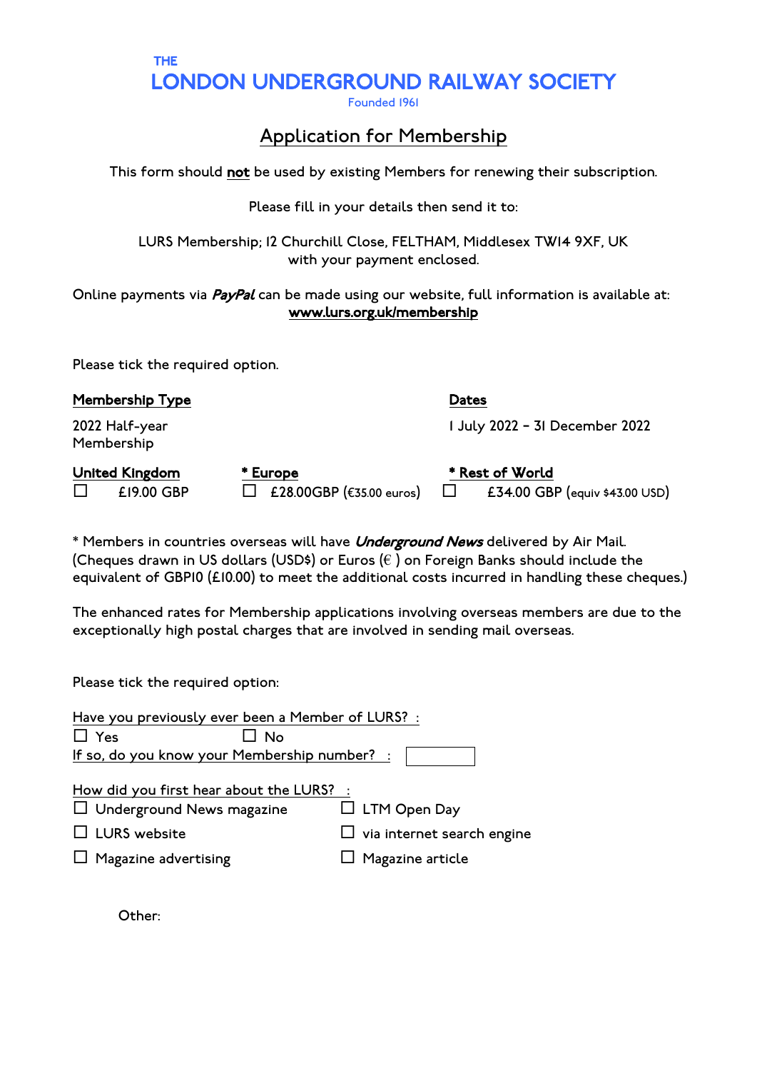THE

# LONDON UNDERGROUND RAILWAY SOCIETY

Founded 1961

## Application for Membership

This form should **not** be used by existing Members for renewing their subscription.

Please fill in your details then send it to:

LURS Membership; 12 Churchill Close, FELTHAM, Middlesex TW14 9XF, UK
with your payment enclosed.

Online payments via *PayPal* can be made using our website, full information is available at:
**www.lurs.org.uk/membership**

Please tick the required option.

| **Membership Type** | | **Dates** |
|---|---|---|
| 2022 Half-year Membership | | 1 July 2022 – 31 December 2022 |
| **United Kingdom** | *** Europe** | *** Rest of World** |
| ☐ £19.00 GBP | ☐ £28.00GBP (€35.00 euros) | ☐ £34.00 GBP (equiv $43.00 USD) |

* Members in countries overseas will have ***Underground News*** delivered by Air Mail.
(Cheques drawn in US dollars (USD$) or Euros (€ ) on Foreign Banks should include the equivalent of GBP10 (£10.00) to meet the additional costs incurred in handling these cheques.)

The enhanced rates for Membership applications involving overseas members are due to the exceptionally high postal charges that are involved in sending mail overseas.

Please tick the required option:

Have you previously ever been a Member of LURS? :

☐ Yes ☐ No

If so, do you know your Membership number? : ☐

How did you first hear about the LURS? :

☐ Underground News magazine
☐ LTM Open Day
☐ LURS website
☐ via internet search engine
☐ Magazine advertising
☐ Magazine article

Other: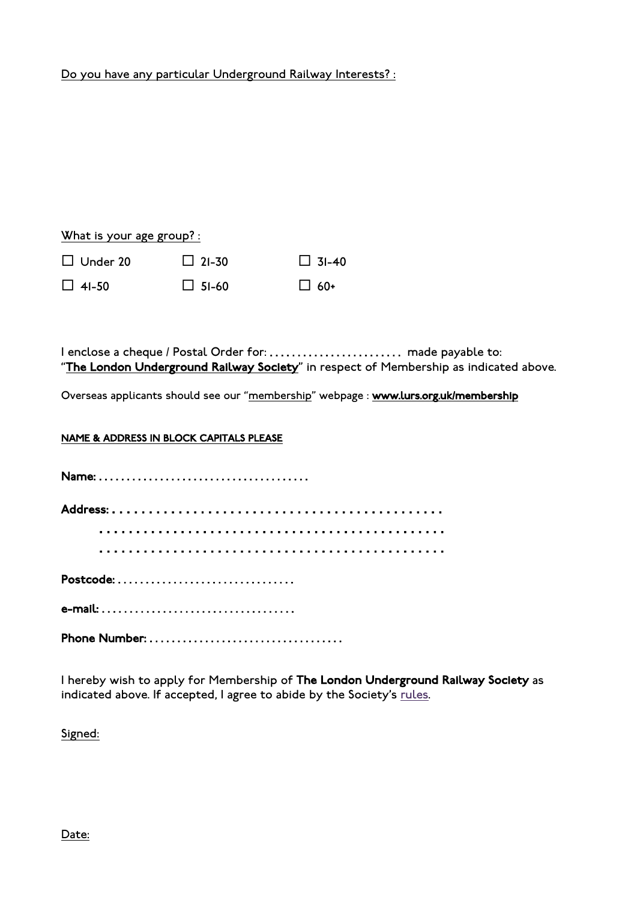Do you have any particular Underground Railway Interests? :

What is your age group? :

☐ Under 20 ☐ 21-30 ☐ 31-40

☐ 41-50 ☐ 51-60 ☐ 60+

I enclose a cheque / Postal Order for: ........................ made payable to: "**The London Underground Railway Society**" in respect of Membership as indicated above.

Overseas applicants should see our "membership" webpage : **www.lurs.org.uk/membership**

**NAME & ADDRESS IN BLOCK CAPITALS PLEASE**

**Name:** .....................................

**Address:** ..............................................

..............................................

..............................................

**Postcode:** ................................

**e-mail:** ..................................

**Phone Number:** ..................................

I hereby wish to apply for Membership of **The London Underground Railway Society** as indicated above. If accepted, I agree to abide by the Society's rules.

Signed:

Date: